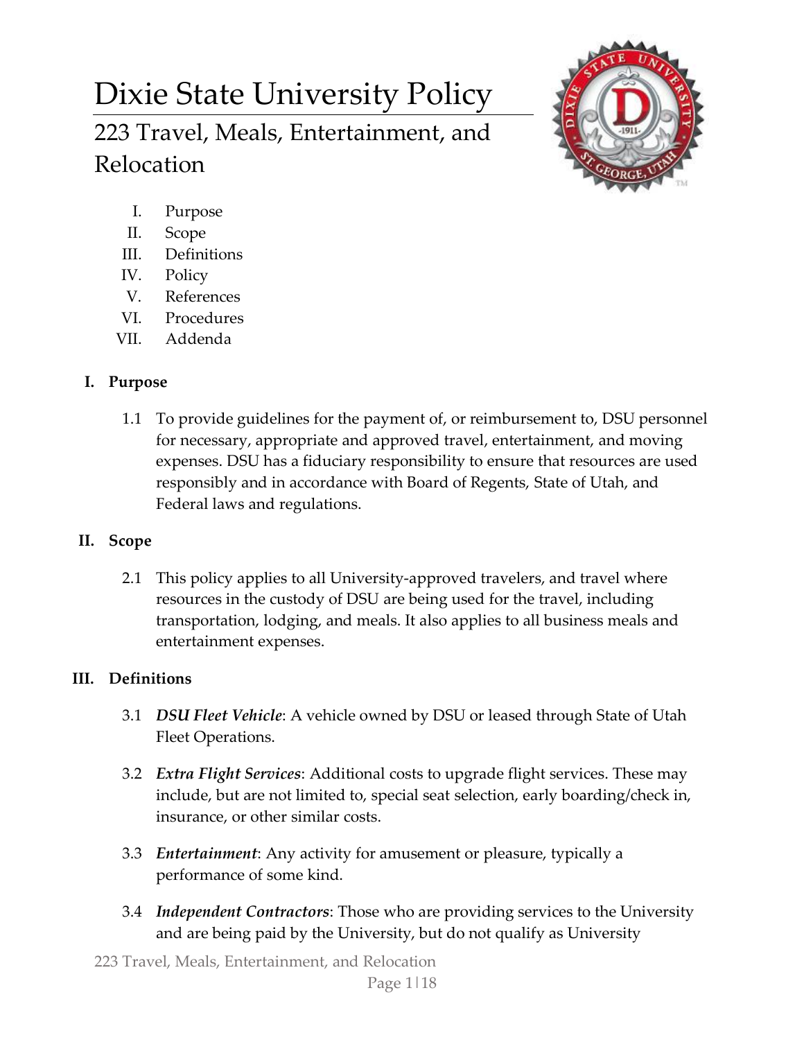# Dixie State University Policy

## 223 Travel, Meals, Entertainment, and Relocation

I. Purpose
II. Scope
III. Definitions
IV. Policy
V. References
VI. Procedures
VII. Addenda

### I. Purpose

1.1 To provide guidelines for the payment of, or reimbursement to, DSU personnel for necessary, appropriate and approved travel, entertainment, and moving expenses. DSU has a fiduciary responsibility to ensure that resources are used responsibly and in accordance with Board of Regents, State of Utah, and Federal laws and regulations.

### II. Scope

2.1 This policy applies to all University-approved travelers, and travel where resources in the custody of DSU are being used for the travel, including transportation, lodging, and meals. It also applies to all business meals and entertainment expenses.

### III. Definitions

3.1 ***DSU Fleet Vehicle***: A vehicle owned by DSU or leased through State of Utah Fleet Operations.

3.2 ***Extra Flight Services***: Additional costs to upgrade flight services. These may include, but are not limited to, special seat selection, early boarding/check in, insurance, or other similar costs.

3.3 ***Entertainment***: Any activity for amusement or pleasure, typically a performance of some kind.

3.4 ***Independent Contractors***: Those who are providing services to the University and are being paid by the University, but do not qualify as University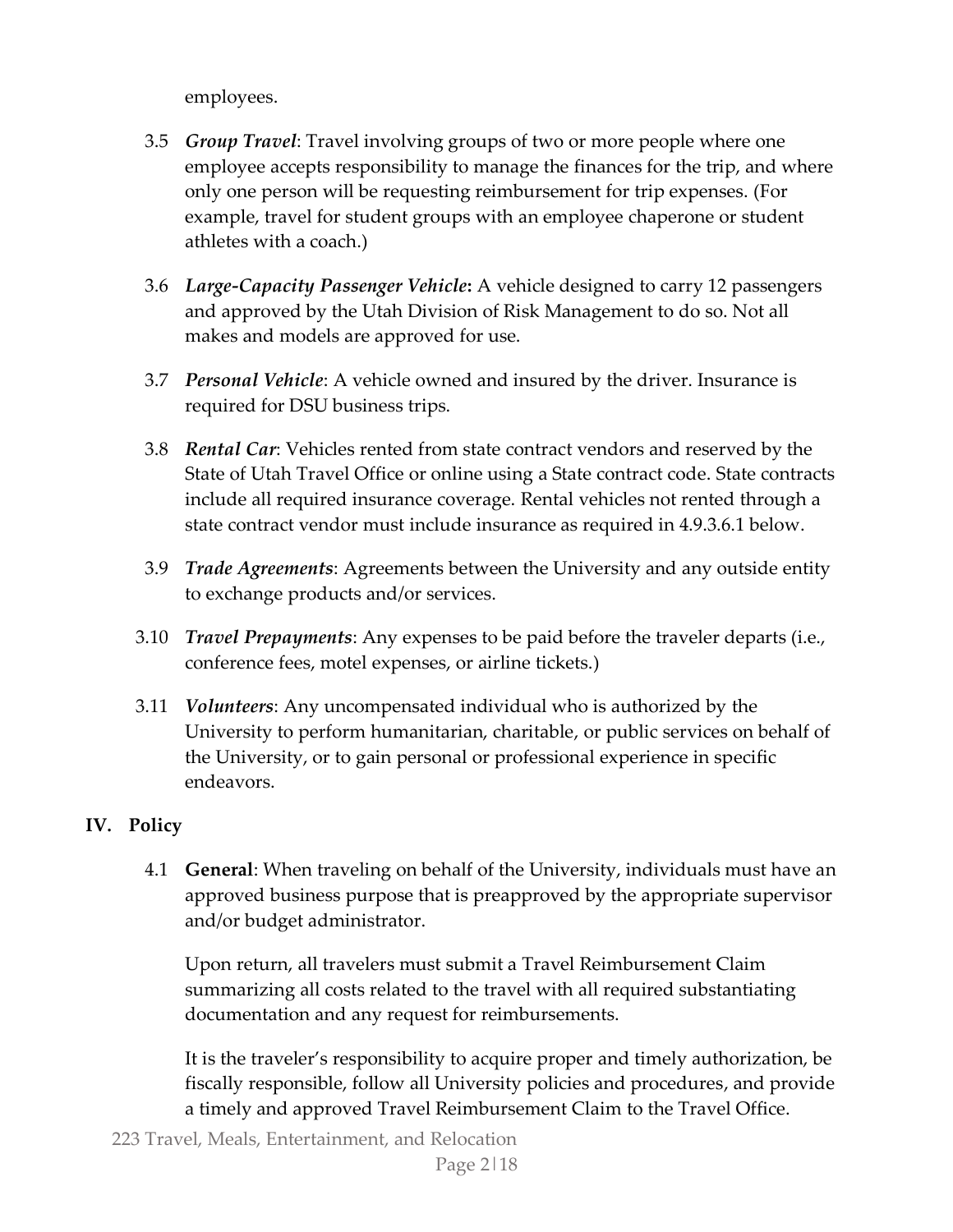employees.

3.5 ***Group Travel***: Travel involving groups of two or more people where one employee accepts responsibility to manage the finances for the trip, and where only one person will be requesting reimbursement for trip expenses. (For example, travel for student groups with an employee chaperone or student athletes with a coach.)

3.6 ***Large-Capacity Passenger Vehicle*****:** A vehicle designed to carry 12 passengers and approved by the Utah Division of Risk Management to do so. Not all makes and models are approved for use.

3.7 ***Personal Vehicle***: A vehicle owned and insured by the driver. Insurance is required for DSU business trips.

3.8 ***Rental Car***: Vehicles rented from state contract vendors and reserved by the State of Utah Travel Office or online using a State contract code. State contracts include all required insurance coverage. Rental vehicles not rented through a state contract vendor must include insurance as required in 4.9.3.6.1 below.

3.9 ***Trade Agreements***: Agreements between the University and any outside entity to exchange products and/or services.

3.10 ***Travel Prepayments***: Any expenses to be paid before the traveler departs (i.e., conference fees, motel expenses, or airline tickets.)

3.11 ***Volunteers***: Any uncompensated individual who is authorized by the University to perform humanitarian, charitable, or public services on behalf of the University, or to gain personal or professional experience in specific endeavors.

## IV. Policy

4.1 **General**: When traveling on behalf of the University, individuals must have an approved business purpose that is preapproved by the appropriate supervisor and/or budget administrator.

Upon return, all travelers must submit a Travel Reimbursement Claim summarizing all costs related to the travel with all required substantiating documentation and any request for reimbursements.

It is the traveler's responsibility to acquire proper and timely authorization, be fiscally responsible, follow all University policies and procedures, and provide a timely and approved Travel Reimbursement Claim to the Travel Office.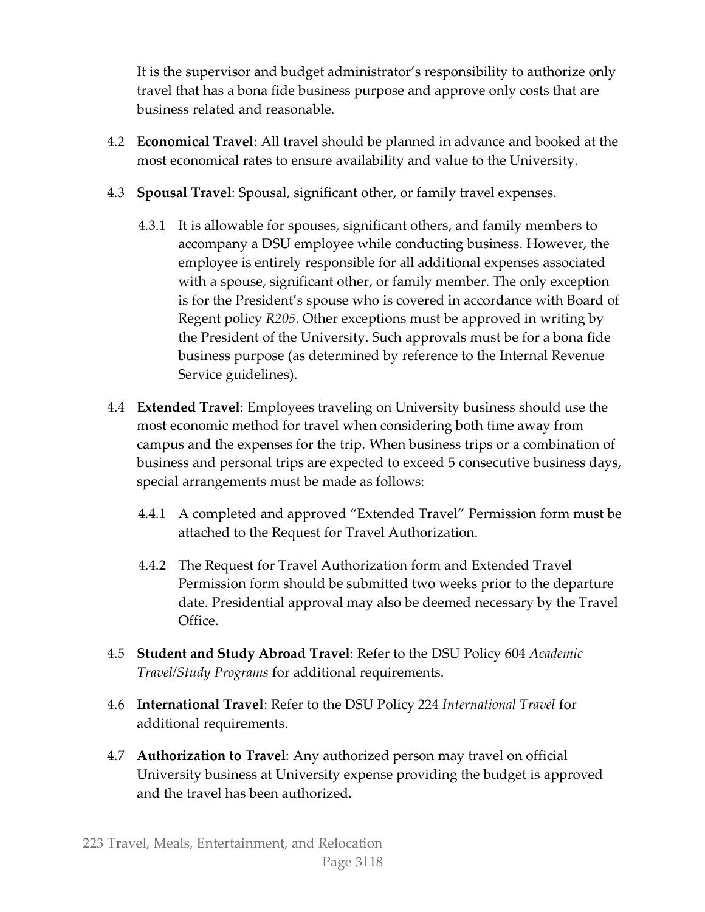It is the supervisor and budget administrator's responsibility to authorize only travel that has a bona fide business purpose and approve only costs that are business related and reasonable.

4.2 **Economical Travel**: All travel should be planned in advance and booked at the most economical rates to ensure availability and value to the University.

4.3 **Spousal Travel**: Spousal, significant other, or family travel expenses.

4.3.1 It is allowable for spouses, significant others, and family members to accompany a DSU employee while conducting business. However, the employee is entirely responsible for all additional expenses associated with a spouse, significant other, or family member. The only exception is for the President's spouse who is covered in accordance with Board of Regent policy *R205*. Other exceptions must be approved in writing by the President of the University. Such approvals must be for a bona fide business purpose (as determined by reference to the Internal Revenue Service guidelines).

4.4 **Extended Travel**: Employees traveling on University business should use the most economic method for travel when considering both time away from campus and the expenses for the trip. When business trips or a combination of business and personal trips are expected to exceed 5 consecutive business days, special arrangements must be made as follows:

4.4.1 A completed and approved "Extended Travel" Permission form must be attached to the Request for Travel Authorization.

4.4.2 The Request for Travel Authorization form and Extended Travel Permission form should be submitted two weeks prior to the departure date. Presidential approval may also be deemed necessary by the Travel Office.

4.5 **Student and Study Abroad Travel**: Refer to the DSU Policy 604 *Academic Travel/Study Programs* for additional requirements.

4.6 **International Travel**: Refer to the DSU Policy 224 *International Travel* for additional requirements.

4.7 **Authorization to Travel**: Any authorized person may travel on official University business at University expense providing the budget is approved and the travel has been authorized.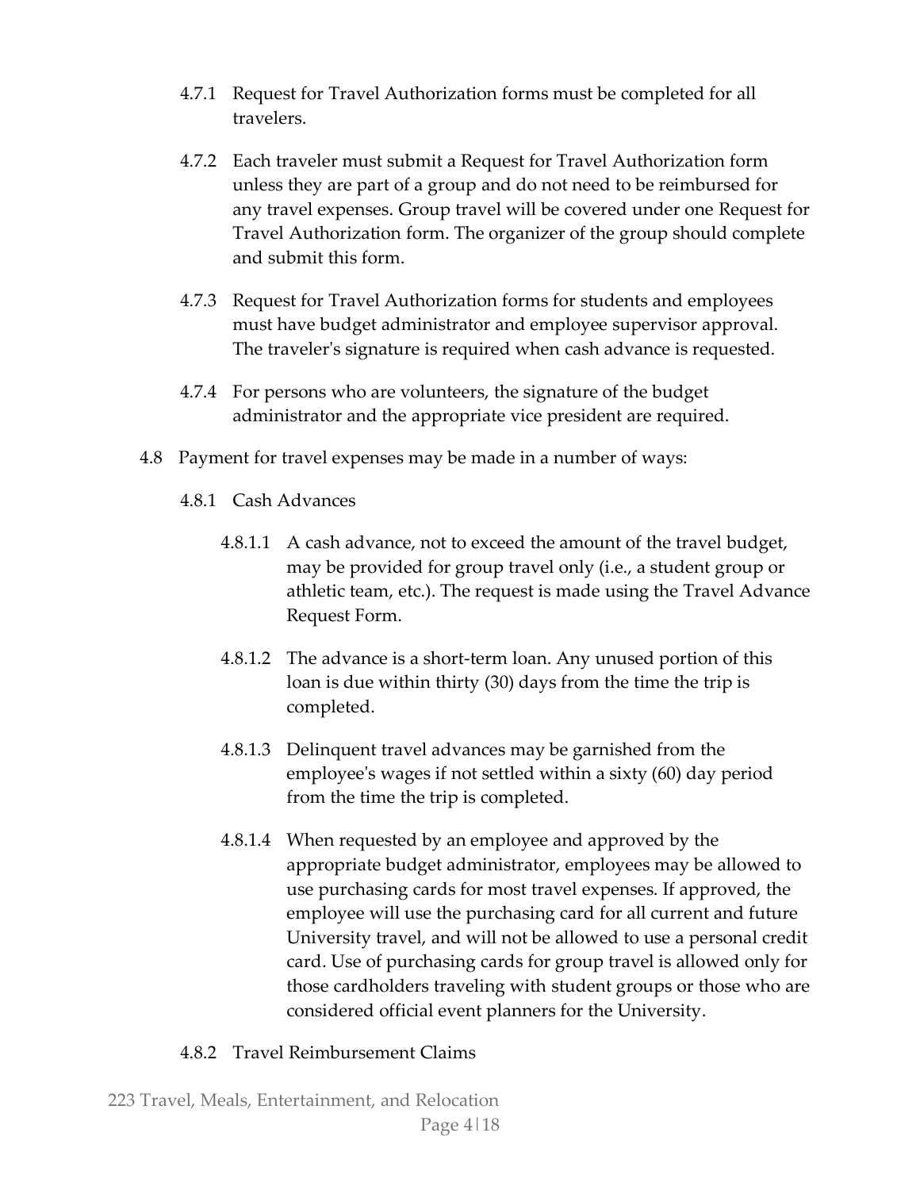4.7.1 Request for Travel Authorization forms must be completed for all travelers.

4.7.2 Each traveler must submit a Request for Travel Authorization form unless they are part of a group and do not need to be reimbursed for any travel expenses. Group travel will be covered under one Request for Travel Authorization form. The organizer of the group should complete and submit this form.

4.7.3 Request for Travel Authorization forms for students and employees must have budget administrator and employee supervisor approval. The traveler's signature is required when cash advance is requested.

4.7.4 For persons who are volunteers, the signature of the budget administrator and the appropriate vice president are required.

4.8 Payment for travel expenses may be made in a number of ways:

4.8.1 Cash Advances

4.8.1.1 A cash advance, not to exceed the amount of the travel budget, may be provided for group travel only (i.e., a student group or athletic team, etc.). The request is made using the Travel Advance Request Form.

4.8.1.2 The advance is a short-term loan. Any unused portion of this loan is due within thirty (30) days from the time the trip is completed.

4.8.1.3 Delinquent travel advances may be garnished from the employee's wages if not settled within a sixty (60) day period from the time the trip is completed.

4.8.1.4 When requested by an employee and approved by the appropriate budget administrator, employees may be allowed to use purchasing cards for most travel expenses. If approved, the employee will use the purchasing card for all current and future University travel, and will not be allowed to use a personal credit card. Use of purchasing cards for group travel is allowed only for those cardholders traveling with student groups or those who are considered official event planners for the University.

4.8.2 Travel Reimbursement Claims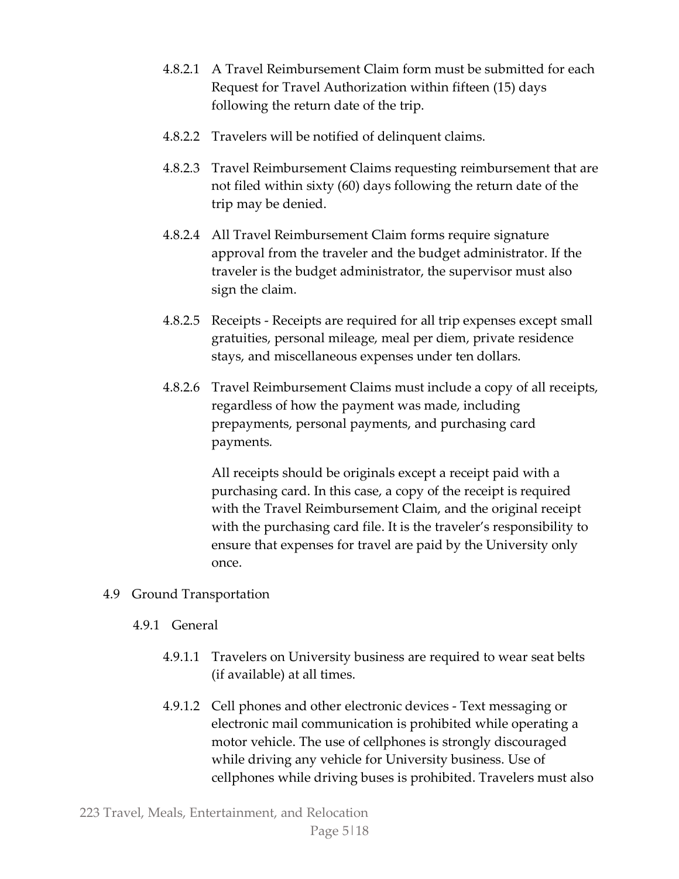4.8.2.1 A Travel Reimbursement Claim form must be submitted for each Request for Travel Authorization within fifteen (15) days following the return date of the trip.

4.8.2.2 Travelers will be notified of delinquent claims.

4.8.2.3 Travel Reimbursement Claims requesting reimbursement that are not filed within sixty (60) days following the return date of the trip may be denied.

4.8.2.4 All Travel Reimbursement Claim forms require signature approval from the traveler and the budget administrator. If the traveler is the budget administrator, the supervisor must also sign the claim.

4.8.2.5 Receipts - Receipts are required for all trip expenses except small gratuities, personal mileage, meal per diem, private residence stays, and miscellaneous expenses under ten dollars.

4.8.2.6 Travel Reimbursement Claims must include a copy of all receipts, regardless of how the payment was made, including prepayments, personal payments, and purchasing card payments.

All receipts should be originals except a receipt paid with a purchasing card. In this case, a copy of the receipt is required with the Travel Reimbursement Claim, and the original receipt with the purchasing card file. It is the traveler's responsibility to ensure that expenses for travel are paid by the University only once.

## 4.9 Ground Transportation

### 4.9.1 General

4.9.1.1 Travelers on University business are required to wear seat belts (if available) at all times.

4.9.1.2 Cell phones and other electronic devices - Text messaging or electronic mail communication is prohibited while operating a motor vehicle. The use of cellphones is strongly discouraged while driving any vehicle for University business. Use of cellphones while driving buses is prohibited. Travelers must also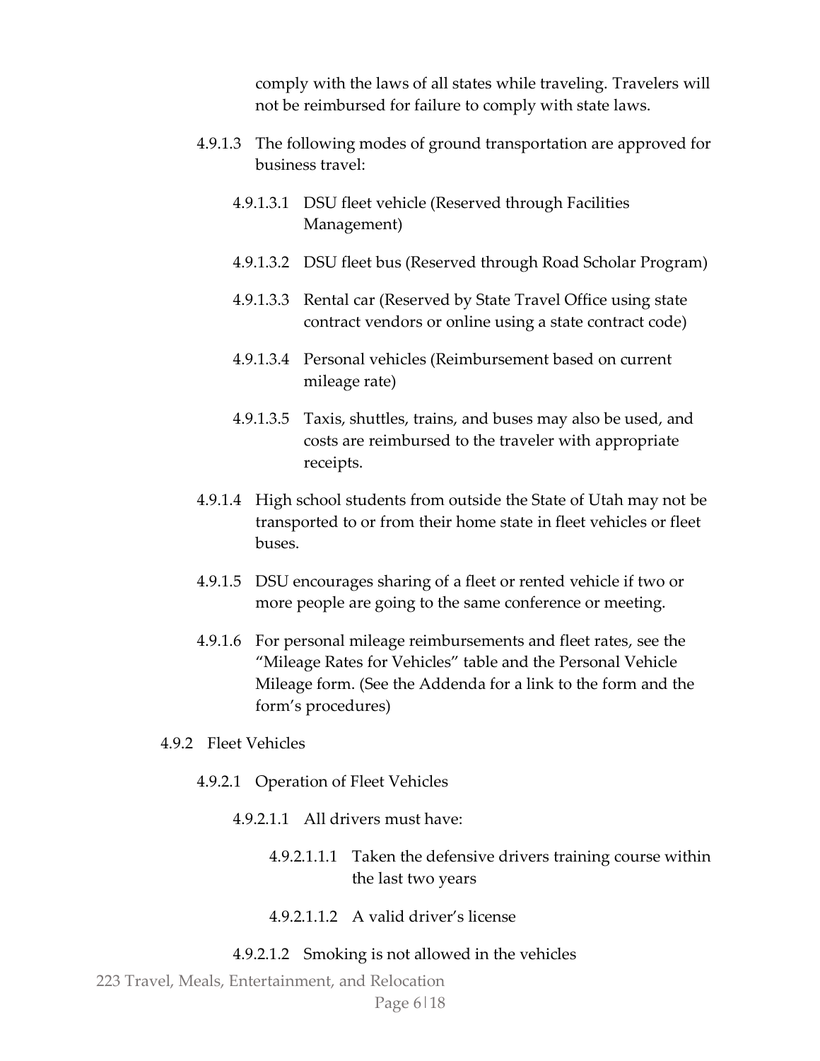comply with the laws of all states while traveling. Travelers will not be reimbursed for failure to comply with state laws.

4.9.1.3 The following modes of ground transportation are approved for business travel:

4.9.1.3.1 DSU fleet vehicle (Reserved through Facilities Management)

4.9.1.3.2 DSU fleet bus (Reserved through Road Scholar Program)

4.9.1.3.3 Rental car (Reserved by State Travel Office using state contract vendors or online using a state contract code)

4.9.1.3.4 Personal vehicles (Reimbursement based on current mileage rate)

4.9.1.3.5 Taxis, shuttles, trains, and buses may also be used, and costs are reimbursed to the traveler with appropriate receipts.

4.9.1.4 High school students from outside the State of Utah may not be transported to or from their home state in fleet vehicles or fleet buses.

4.9.1.5 DSU encourages sharing of a fleet or rented vehicle if two or more people are going to the same conference or meeting.

4.9.1.6 For personal mileage reimbursements and fleet rates, see the “Mileage Rates for Vehicles” table and the Personal Vehicle Mileage form. (See the Addenda for a link to the form and the form’s procedures)

4.9.2 Fleet Vehicles

4.9.2.1 Operation of Fleet Vehicles

4.9.2.1.1 All drivers must have:

4.9.2.1.1.1 Taken the defensive drivers training course within the last two years

4.9.2.1.1.2 A valid driver’s license

4.9.2.1.2 Smoking is not allowed in the vehicles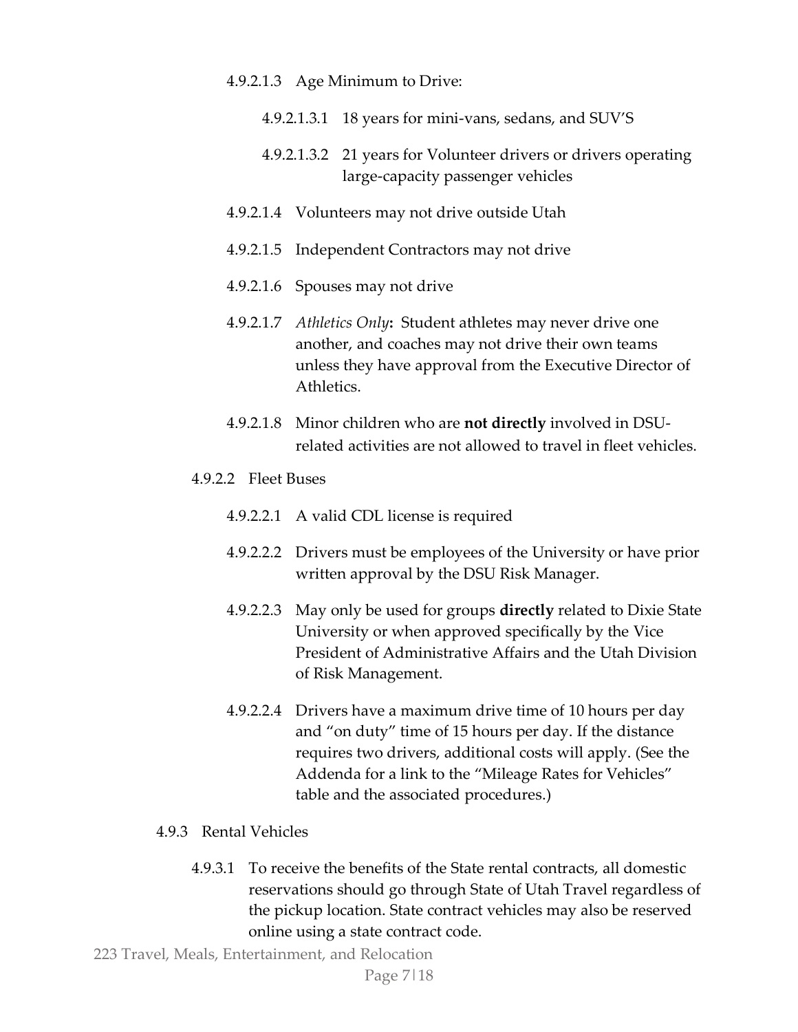4.9.2.1.3 Age Minimum to Drive:

4.9.2.1.3.1 18 years for mini-vans, sedans, and SUV'S

4.9.2.1.3.2 21 years for Volunteer drivers or drivers operating large-capacity passenger vehicles

4.9.2.1.4 Volunteers may not drive outside Utah

4.9.2.1.5 Independent Contractors may not drive

4.9.2.1.6 Spouses may not drive

4.9.2.1.7 *Athletics Only***:** Student athletes may never drive one another, and coaches may not drive their own teams unless they have approval from the Executive Director of Athletics.

4.9.2.1.8 Minor children who are **not directly** involved in DSU-related activities are not allowed to travel in fleet vehicles.

4.9.2.2 Fleet Buses

4.9.2.2.1 A valid CDL license is required

4.9.2.2.2 Drivers must be employees of the University or have prior written approval by the DSU Risk Manager.

4.9.2.2.3 May only be used for groups **directly** related to Dixie State University or when approved specifically by the Vice President of Administrative Affairs and the Utah Division of Risk Management.

4.9.2.2.4 Drivers have a maximum drive time of 10 hours per day and "on duty" time of 15 hours per day. If the distance requires two drivers, additional costs will apply. (See the Addenda for a link to the "Mileage Rates for Vehicles" table and the associated procedures.)

4.9.3 Rental Vehicles

4.9.3.1 To receive the benefits of the State rental contracts, all domestic reservations should go through State of Utah Travel regardless of the pickup location. State contract vehicles may also be reserved online using a state contract code.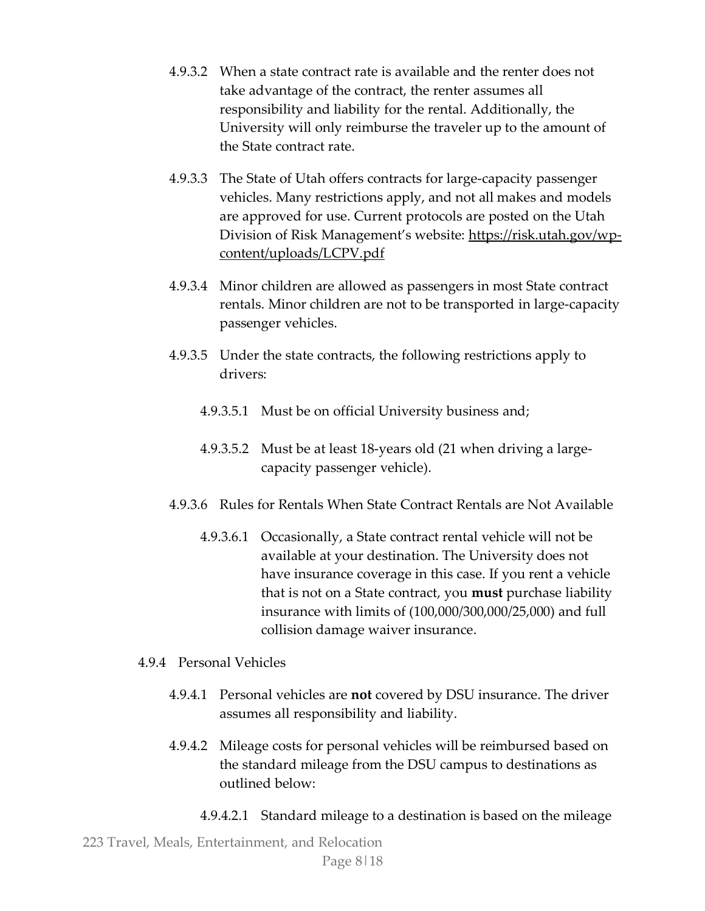4.9.3.2 When a state contract rate is available and the renter does not take advantage of the contract, the renter assumes all responsibility and liability for the rental. Additionally, the University will only reimburse the traveler up to the amount of the State contract rate.

4.9.3.3 The State of Utah offers contracts for large-capacity passenger vehicles. Many restrictions apply, and not all makes and models are approved for use. Current protocols are posted on the Utah Division of Risk Management's website: https://risk.utah.gov/wp-content/uploads/LCPV.pdf

4.9.3.4 Minor children are allowed as passengers in most State contract rentals. Minor children are not to be transported in large-capacity passenger vehicles.

4.9.3.5 Under the state contracts, the following restrictions apply to drivers:

4.9.3.5.1 Must be on official University business and;

4.9.3.5.2 Must be at least 18-years old (21 when driving a large-capacity passenger vehicle).

4.9.3.6 Rules for Rentals When State Contract Rentals are Not Available

4.9.3.6.1 Occasionally, a State contract rental vehicle will not be available at your destination. The University does not have insurance coverage in this case. If you rent a vehicle that is not on a State contract, you **must** purchase liability insurance with limits of (100,000/300,000/25,000) and full collision damage waiver insurance.

4.9.4 Personal Vehicles

4.9.4.1 Personal vehicles are **not** covered by DSU insurance. The driver assumes all responsibility and liability.

4.9.4.2 Mileage costs for personal vehicles will be reimbursed based on the standard mileage from the DSU campus to destinations as outlined below:

4.9.4.2.1 Standard mileage to a destination is based on the mileage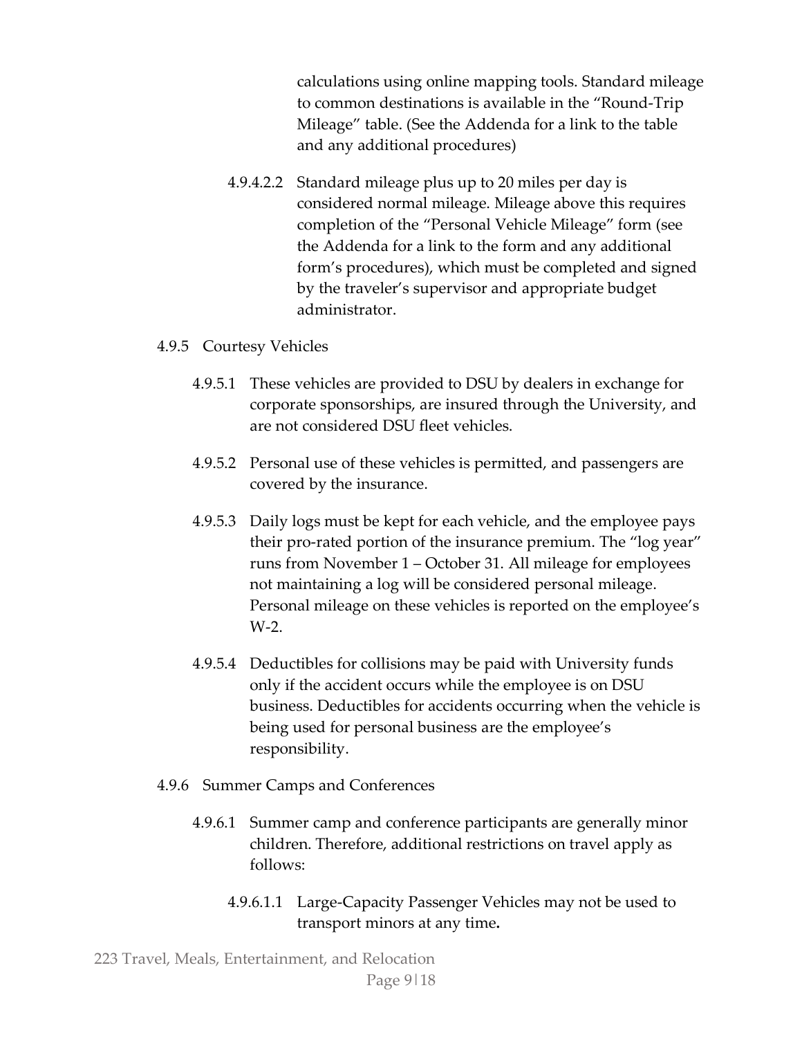calculations using online mapping tools. Standard mileage to common destinations is available in the "Round-Trip Mileage" table. (See the Addenda for a link to the table and any additional procedures)

4.9.4.2.2 Standard mileage plus up to 20 miles per day is considered normal mileage. Mileage above this requires completion of the "Personal Vehicle Mileage" form (see the Addenda for a link to the form and any additional form's procedures), which must be completed and signed by the traveler's supervisor and appropriate budget administrator.

4.9.5 Courtesy Vehicles

4.9.5.1 These vehicles are provided to DSU by dealers in exchange for corporate sponsorships, are insured through the University, and are not considered DSU fleet vehicles.

4.9.5.2 Personal use of these vehicles is permitted, and passengers are covered by the insurance.

4.9.5.3 Daily logs must be kept for each vehicle, and the employee pays their pro-rated portion of the insurance premium. The "log year" runs from November 1 – October 31. All mileage for employees not maintaining a log will be considered personal mileage. Personal mileage on these vehicles is reported on the employee's W-2.

4.9.5.4 Deductibles for collisions may be paid with University funds only if the accident occurs while the employee is on DSU business. Deductibles for accidents occurring when the vehicle is being used for personal business are the employee's responsibility.

4.9.6 Summer Camps and Conferences

4.9.6.1 Summer camp and conference participants are generally minor children. Therefore, additional restrictions on travel apply as follows:

4.9.6.1.1 Large-Capacity Passenger Vehicles may not be used to transport minors at any time**.**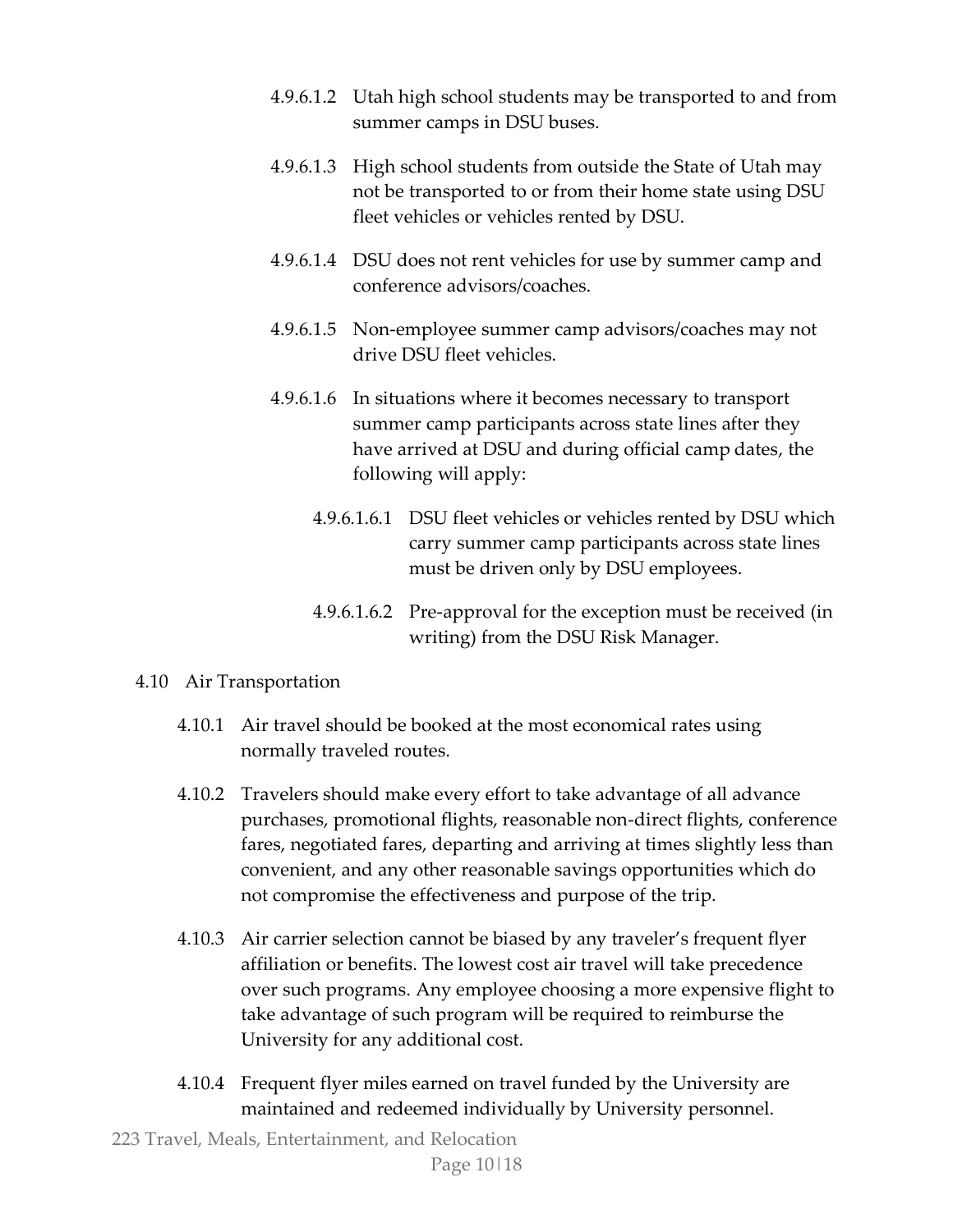4.9.6.1.2 Utah high school students may be transported to and from summer camps in DSU buses.

4.9.6.1.3 High school students from outside the State of Utah may not be transported to or from their home state using DSU fleet vehicles or vehicles rented by DSU.

4.9.6.1.4 DSU does not rent vehicles for use by summer camp and conference advisors/coaches.

4.9.6.1.5 Non-employee summer camp advisors/coaches may not drive DSU fleet vehicles.

4.9.6.1.6 In situations where it becomes necessary to transport summer camp participants across state lines after they have arrived at DSU and during official camp dates, the following will apply:

4.9.6.1.6.1 DSU fleet vehicles or vehicles rented by DSU which carry summer camp participants across state lines must be driven only by DSU employees.

4.9.6.1.6.2 Pre-approval for the exception must be received (in writing) from the DSU Risk Manager.

4.10 Air Transportation

4.10.1 Air travel should be booked at the most economical rates using normally traveled routes.

4.10.2 Travelers should make every effort to take advantage of all advance purchases, promotional flights, reasonable non-direct flights, conference fares, negotiated fares, departing and arriving at times slightly less than convenient, and any other reasonable savings opportunities which do not compromise the effectiveness and purpose of the trip.

4.10.3 Air carrier selection cannot be biased by any traveler's frequent flyer affiliation or benefits. The lowest cost air travel will take precedence over such programs. Any employee choosing a more expensive flight to take advantage of such program will be required to reimburse the University for any additional cost.

4.10.4 Frequent flyer miles earned on travel funded by the University are maintained and redeemed individually by University personnel.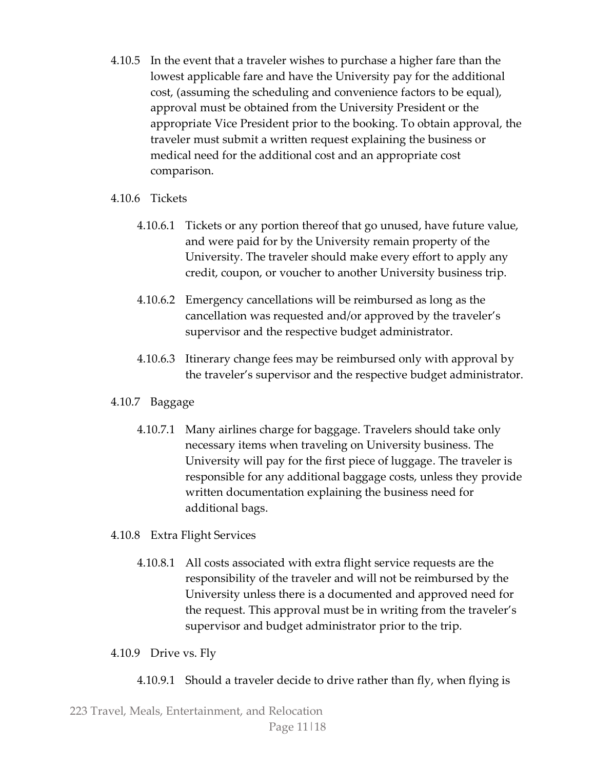4.10.5 In the event that a traveler wishes to purchase a higher fare than the lowest applicable fare and have the University pay for the additional cost, (assuming the scheduling and convenience factors to be equal), approval must be obtained from the University President or the appropriate Vice President prior to the booking. To obtain approval, the traveler must submit a written request explaining the business or medical need for the additional cost and an appropriate cost comparison.

4.10.6 Tickets

4.10.6.1 Tickets or any portion thereof that go unused, have future value, and were paid for by the University remain property of the University. The traveler should make every effort to apply any credit, coupon, or voucher to another University business trip.

4.10.6.2 Emergency cancellations will be reimbursed as long as the cancellation was requested and/or approved by the traveler's supervisor and the respective budget administrator.

4.10.6.3 Itinerary change fees may be reimbursed only with approval by the traveler's supervisor and the respective budget administrator.

4.10.7 Baggage

4.10.7.1 Many airlines charge for baggage. Travelers should take only necessary items when traveling on University business. The University will pay for the first piece of luggage. The traveler is responsible for any additional baggage costs, unless they provide written documentation explaining the business need for additional bags.

4.10.8 Extra Flight Services

4.10.8.1 All costs associated with extra flight service requests are the responsibility of the traveler and will not be reimbursed by the University unless there is a documented and approved need for the request. This approval must be in writing from the traveler's supervisor and budget administrator prior to the trip.

4.10.9 Drive vs. Fly

4.10.9.1 Should a traveler decide to drive rather than fly, when flying is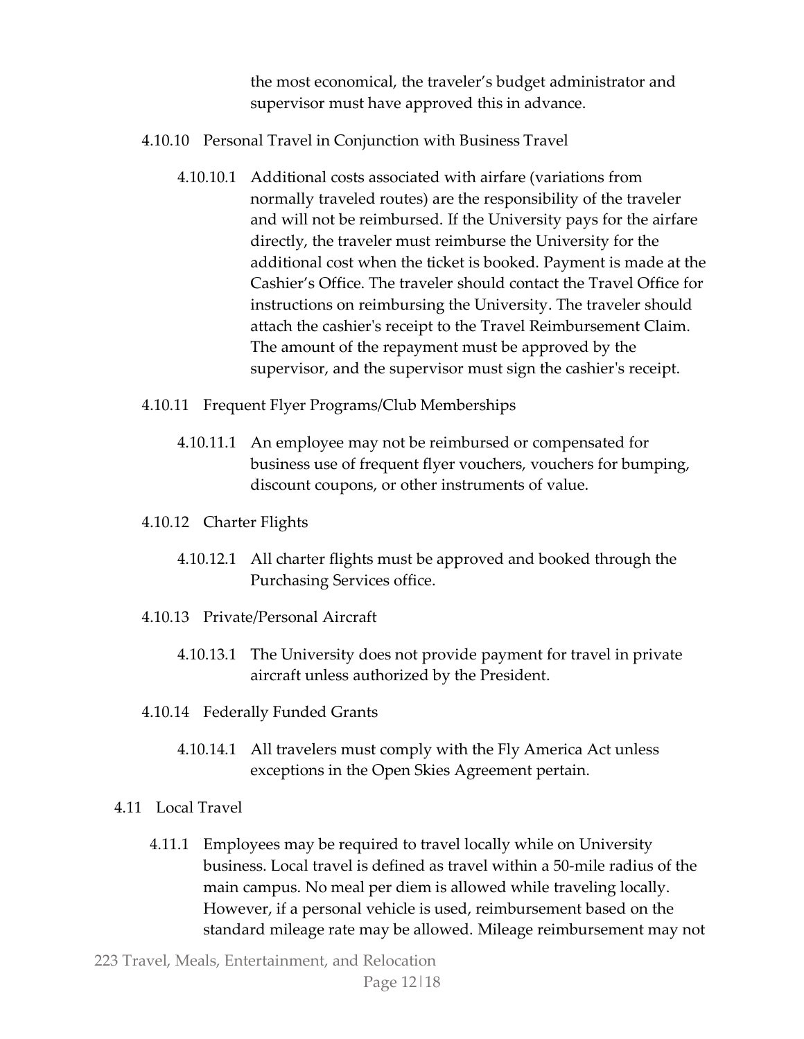the most economical, the traveler's budget administrator and supervisor must have approved this in advance.

4.10.10 Personal Travel in Conjunction with Business Travel

4.10.10.1 Additional costs associated with airfare (variations from normally traveled routes) are the responsibility of the traveler and will not be reimbursed. If the University pays for the airfare directly, the traveler must reimburse the University for the additional cost when the ticket is booked. Payment is made at the Cashier's Office. The traveler should contact the Travel Office for instructions on reimbursing the University. The traveler should attach the cashier's receipt to the Travel Reimbursement Claim. The amount of the repayment must be approved by the supervisor, and the supervisor must sign the cashier's receipt.

4.10.11 Frequent Flyer Programs/Club Memberships

4.10.11.1 An employee may not be reimbursed or compensated for business use of frequent flyer vouchers, vouchers for bumping, discount coupons, or other instruments of value.

4.10.12 Charter Flights

4.10.12.1 All charter flights must be approved and booked through the Purchasing Services office.

4.10.13 Private/Personal Aircraft

4.10.13.1 The University does not provide payment for travel in private aircraft unless authorized by the President.

4.10.14 Federally Funded Grants

4.10.14.1 All travelers must comply with the Fly America Act unless exceptions in the Open Skies Agreement pertain.

4.11 Local Travel

4.11.1 Employees may be required to travel locally while on University business. Local travel is defined as travel within a 50-mile radius of the main campus. No meal per diem is allowed while traveling locally. However, if a personal vehicle is used, reimbursement based on the standard mileage rate may be allowed. Mileage reimbursement may not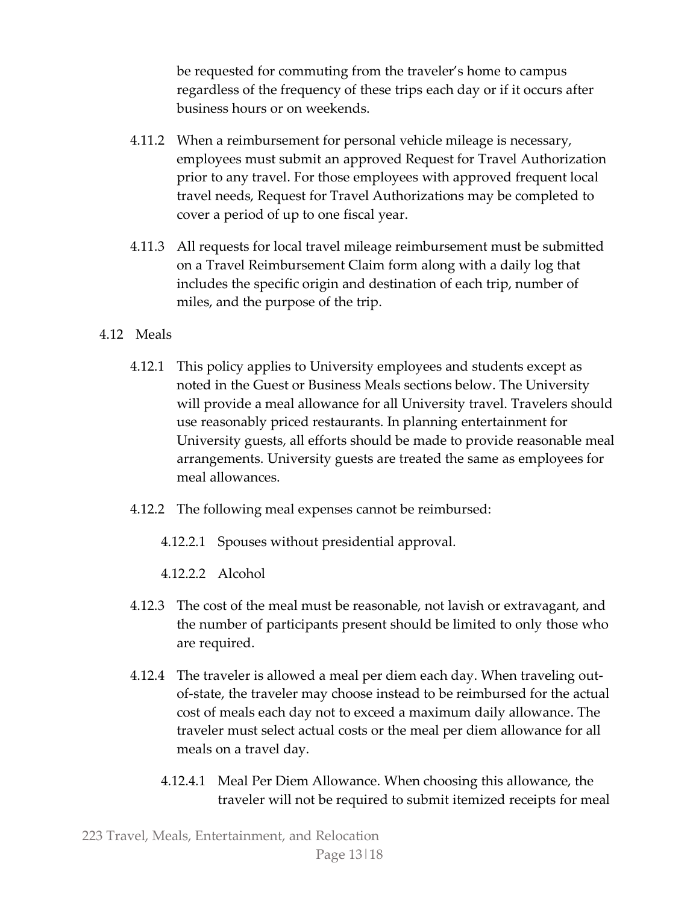be requested for commuting from the traveler's home to campus regardless of the frequency of these trips each day or if it occurs after business hours or on weekends.

4.11.2 When a reimbursement for personal vehicle mileage is necessary, employees must submit an approved Request for Travel Authorization prior to any travel. For those employees with approved frequent local travel needs, Request for Travel Authorizations may be completed to cover a period of up to one fiscal year.

4.11.3 All requests for local travel mileage reimbursement must be submitted on a Travel Reimbursement Claim form along with a daily log that includes the specific origin and destination of each trip, number of miles, and the purpose of the trip.

4.12 Meals

4.12.1 This policy applies to University employees and students except as noted in the Guest or Business Meals sections below. The University will provide a meal allowance for all University travel. Travelers should use reasonably priced restaurants. In planning entertainment for University guests, all efforts should be made to provide reasonable meal arrangements. University guests are treated the same as employees for meal allowances.

4.12.2 The following meal expenses cannot be reimbursed:

4.12.2.1 Spouses without presidential approval.

4.12.2.2 Alcohol

4.12.3 The cost of the meal must be reasonable, not lavish or extravagant, and the number of participants present should be limited to only those who are required.

4.12.4 The traveler is allowed a meal per diem each day. When traveling out-of-state, the traveler may choose instead to be reimbursed for the actual cost of meals each day not to exceed a maximum daily allowance. The traveler must select actual costs or the meal per diem allowance for all meals on a travel day.

4.12.4.1 Meal Per Diem Allowance. When choosing this allowance, the traveler will not be required to submit itemized receipts for meal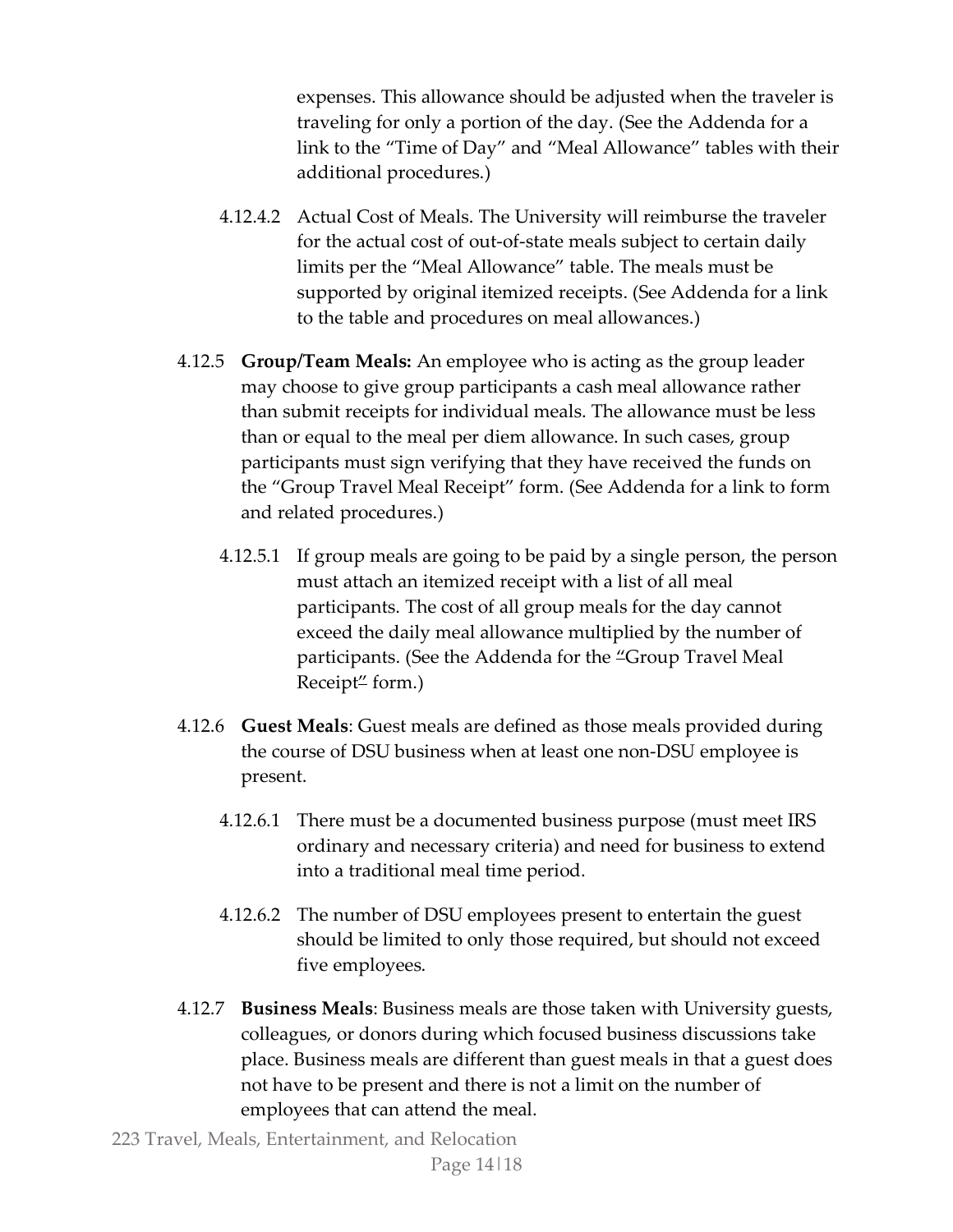expenses. This allowance should be adjusted when the traveler is traveling for only a portion of the day. (See the Addenda for a link to the "Time of Day" and "Meal Allowance" tables with their additional procedures.)

4.12.4.2 Actual Cost of Meals. The University will reimburse the traveler for the actual cost of out-of-state meals subject to certain daily limits per the "Meal Allowance" table. The meals must be supported by original itemized receipts. (See Addenda for a link to the table and procedures on meal allowances.)

4.12.5 **Group/Team Meals:** An employee who is acting as the group leader may choose to give group participants a cash meal allowance rather than submit receipts for individual meals. The allowance must be less than or equal to the meal per diem allowance. In such cases, group participants must sign verifying that they have received the funds on the "Group Travel Meal Receipt" form. (See Addenda for a link to form and related procedures.)

4.12.5.1 If group meals are going to be paid by a single person, the person must attach an itemized receipt with a list of all meal participants. The cost of all group meals for the day cannot exceed the daily meal allowance multiplied by the number of participants. (See the Addenda for the "Group Travel Meal Receipt" form.)

4.12.6 **Guest Meals**: Guest meals are defined as those meals provided during the course of DSU business when at least one non-DSU employee is present.

4.12.6.1 There must be a documented business purpose (must meet IRS ordinary and necessary criteria) and need for business to extend into a traditional meal time period.

4.12.6.2 The number of DSU employees present to entertain the guest should be limited to only those required, but should not exceed five employees.

4.12.7 **Business Meals**: Business meals are those taken with University guests, colleagues, or donors during which focused business discussions take place. Business meals are different than guest meals in that a guest does not have to be present and there is not a limit on the number of employees that can attend the meal.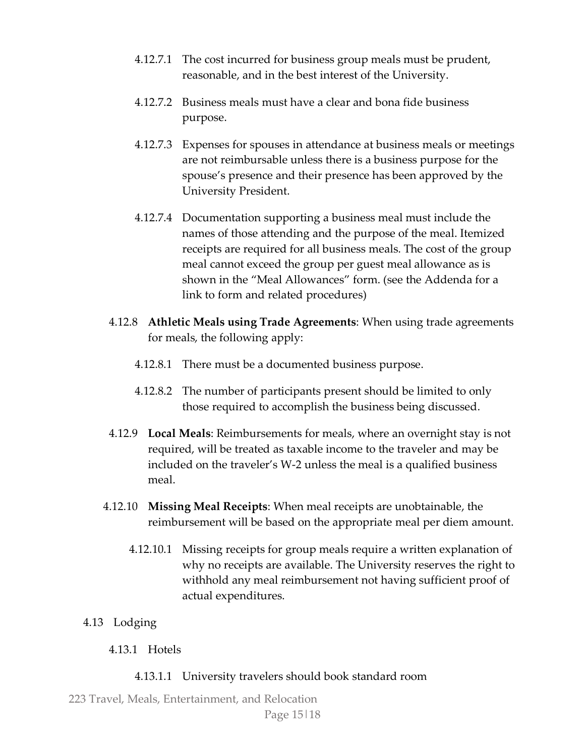4.12.7.1 The cost incurred for business group meals must be prudent, reasonable, and in the best interest of the University.

4.12.7.2 Business meals must have a clear and bona fide business purpose.

4.12.7.3 Expenses for spouses in attendance at business meals or meetings are not reimbursable unless there is a business purpose for the spouse's presence and their presence has been approved by the University President.

4.12.7.4 Documentation supporting a business meal must include the names of those attending and the purpose of the meal. Itemized receipts are required for all business meals. The cost of the group meal cannot exceed the group per guest meal allowance as is shown in the "Meal Allowances" form. (see the Addenda for a link to form and related procedures)

4.12.8 **Athletic Meals using Trade Agreements**: When using trade agreements for meals, the following apply:

4.12.8.1 There must be a documented business purpose.

4.12.8.2 The number of participants present should be limited to only those required to accomplish the business being discussed.

4.12.9 **Local Meals**: Reimbursements for meals, where an overnight stay is not required, will be treated as taxable income to the traveler and may be included on the traveler's W-2 unless the meal is a qualified business meal.

4.12.10 **Missing Meal Receipts**: When meal receipts are unobtainable, the reimbursement will be based on the appropriate meal per diem amount.

4.12.10.1 Missing receipts for group meals require a written explanation of why no receipts are available. The University reserves the right to withhold any meal reimbursement not having sufficient proof of actual expenditures.

4.13 Lodging

4.13.1 Hotels

4.13.1.1 University travelers should book standard room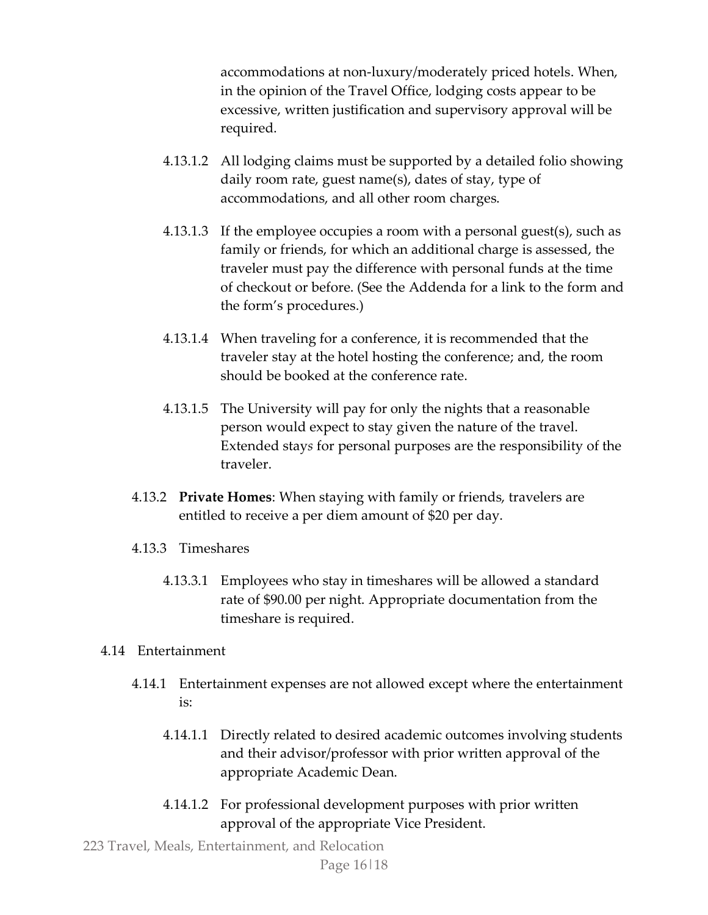accommodations at non-luxury/moderately priced hotels. When, in the opinion of the Travel Office, lodging costs appear to be excessive, written justification and supervisory approval will be required.

4.13.1.2 All lodging claims must be supported by a detailed folio showing daily room rate, guest name(s), dates of stay, type of accommodations, and all other room charges.

4.13.1.3 If the employee occupies a room with a personal guest(s), such as family or friends, for which an additional charge is assessed, the traveler must pay the difference with personal funds at the time of checkout or before. (See the Addenda for a link to the form and the form's procedures.)

4.13.1.4 When traveling for a conference, it is recommended that the traveler stay at the hotel hosting the conference; and, the room should be booked at the conference rate.

4.13.1.5 The University will pay for only the nights that a reasonable person would expect to stay given the nature of the travel. Extended stay*s* for personal purposes are the responsibility of the traveler.

4.13.2 **Private Homes**: When staying with family or friends, travelers are entitled to receive a per diem amount of $20 per day.

4.13.3 Timeshares

4.13.3.1 Employees who stay in timeshares will be allowed a standard rate of $90.00 per night. Appropriate documentation from the timeshare is required.

4.14 Entertainment

4.14.1 Entertainment expenses are not allowed except where the entertainment is:

4.14.1.1 Directly related to desired academic outcomes involving students and their advisor/professor with prior written approval of the appropriate Academic Dean.

4.14.1.2 For professional development purposes with prior written approval of the appropriate Vice President.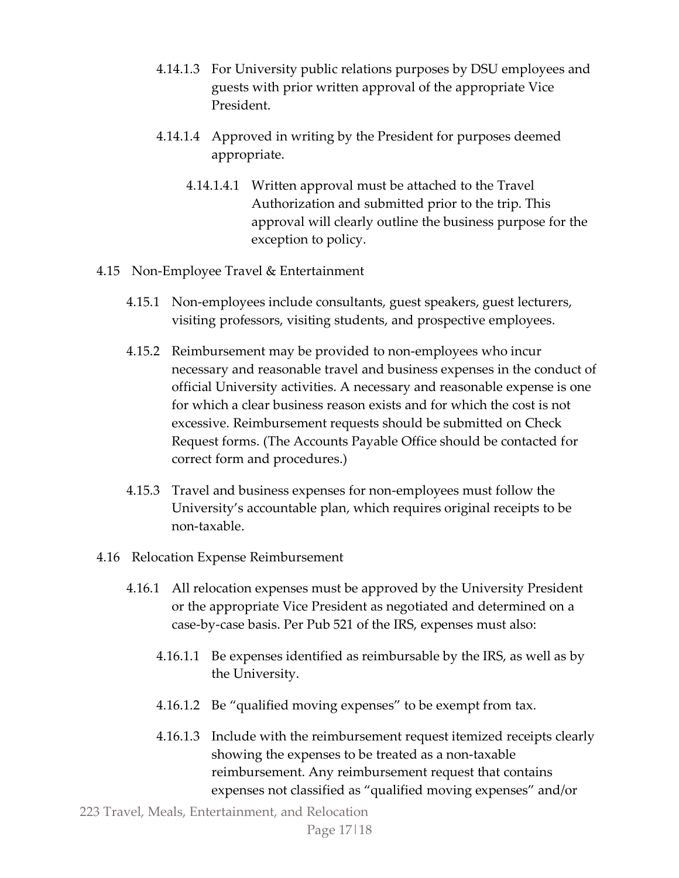4.14.1.3 For University public relations purposes by DSU employees and guests with prior written approval of the appropriate Vice President.

4.14.1.4 Approved in writing by the President for purposes deemed appropriate.

4.14.1.4.1 Written approval must be attached to the Travel Authorization and submitted prior to the trip. This approval will clearly outline the business purpose for the exception to policy.

4.15 Non-Employee Travel & Entertainment

4.15.1 Non-employees include consultants, guest speakers, guest lecturers, visiting professors, visiting students, and prospective employees.

4.15.2 Reimbursement may be provided to non-employees who incur necessary and reasonable travel and business expenses in the conduct of official University activities. A necessary and reasonable expense is one for which a clear business reason exists and for which the cost is not excessive. Reimbursement requests should be submitted on Check Request forms. (The Accounts Payable Office should be contacted for correct form and procedures.)

4.15.3 Travel and business expenses for non-employees must follow the University's accountable plan, which requires original receipts to be non-taxable.

4.16 Relocation Expense Reimbursement

4.16.1 All relocation expenses must be approved by the University President or the appropriate Vice President as negotiated and determined on a case-by-case basis. Per Pub 521 of the IRS, expenses must also:

4.16.1.1 Be expenses identified as reimbursable by the IRS, as well as by the University.

4.16.1.2 Be "qualified moving expenses" to be exempt from tax.

4.16.1.3 Include with the reimbursement request itemized receipts clearly showing the expenses to be treated as a non-taxable reimbursement. Any reimbursement request that contains expenses not classified as "qualified moving expenses" and/or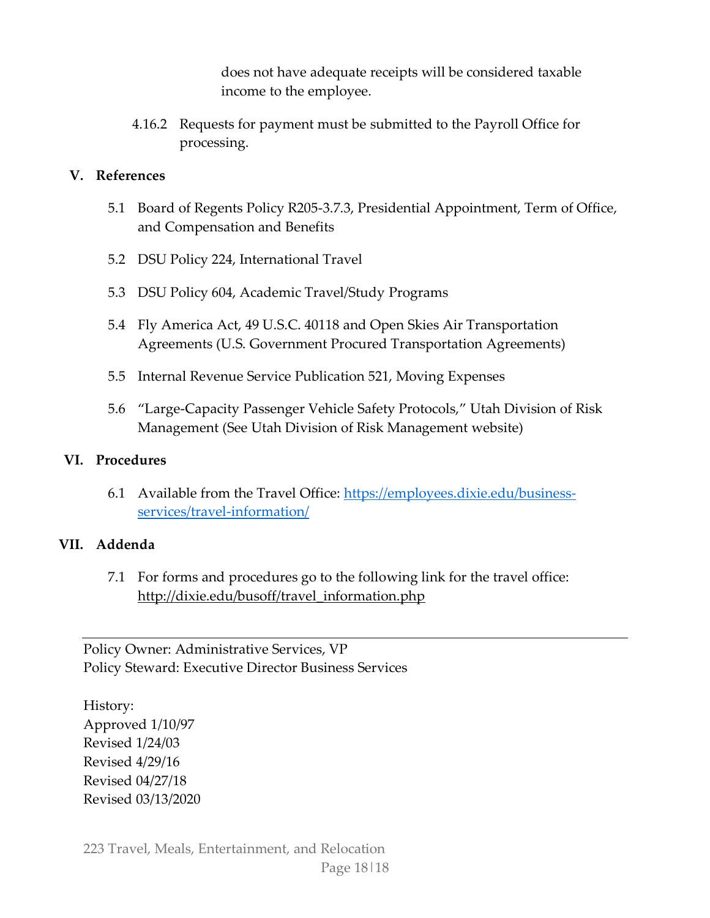does not have adequate receipts will be considered taxable income to the employee.

4.16.2 Requests for payment must be submitted to the Payroll Office for processing.

## V. References

5.1 Board of Regents Policy R205-3.7.3, Presidential Appointment, Term of Office, and Compensation and Benefits

5.2 DSU Policy 224, International Travel

5.3 DSU Policy 604, Academic Travel/Study Programs

5.4 Fly America Act, 49 U.S.C. 40118 and Open Skies Air Transportation Agreements (U.S. Government Procured Transportation Agreements)

5.5 Internal Revenue Service Publication 521, Moving Expenses

5.6 "Large-Capacity Passenger Vehicle Safety Protocols," Utah Division of Risk Management (See Utah Division of Risk Management website)

## VI. Procedures

6.1 Available from the Travel Office: [https://employees.dixie.edu/business-services/travel-information/](https://employees.dixie.edu/business-services/travel-information/)

## VII. Addenda

7.1 For forms and procedures go to the following link for the travel office: http://dixie.edu/busoff/travel_information.php

---

Policy Owner: Administrative Services, VP
Policy Steward: Executive Director Business Services

History:
Approved 1/10/97
Revised 1/24/03
Revised 4/29/16
Revised 04/27/18
Revised 03/13/2020